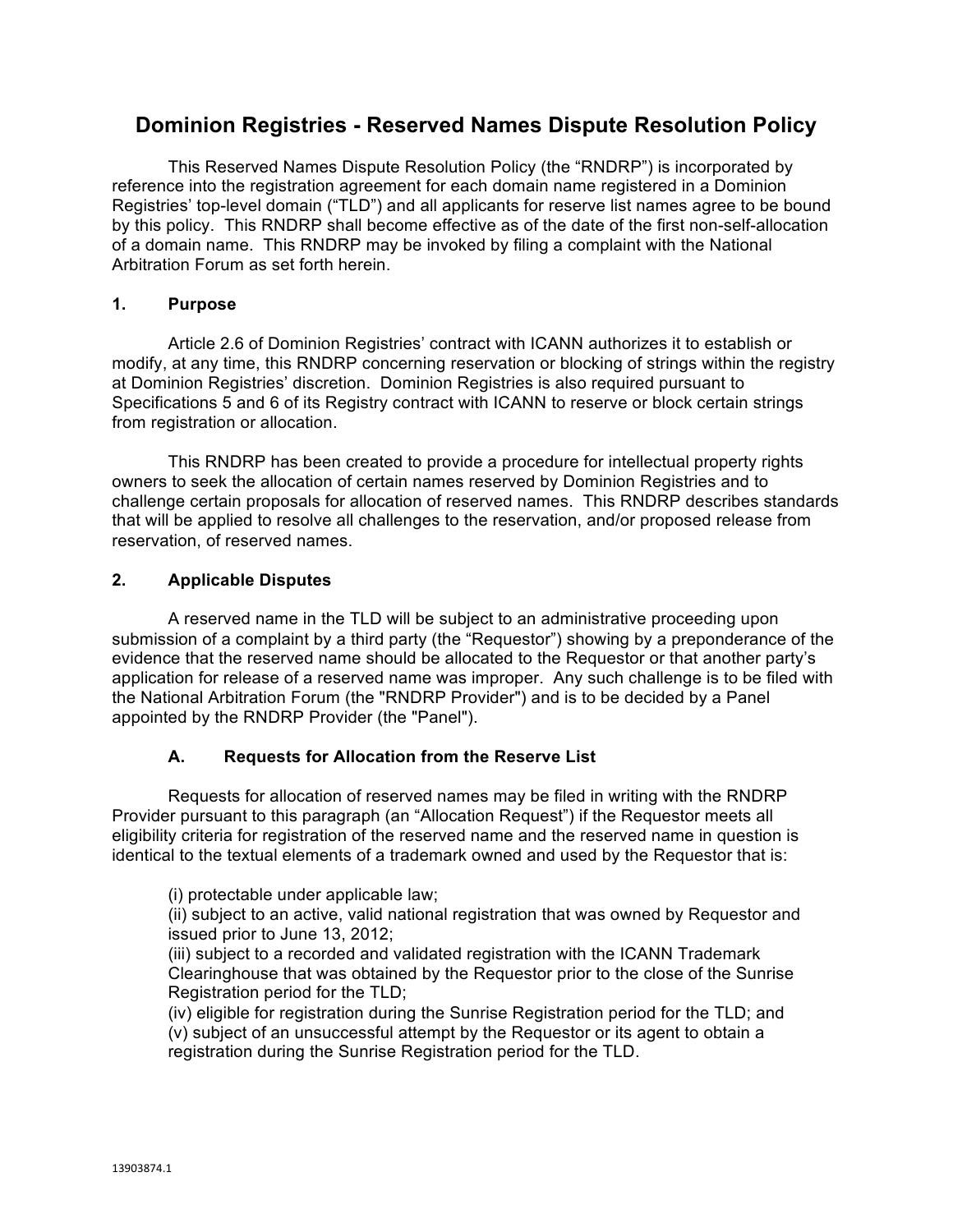# Dominion Registries - Reserved Names Dispute Resolution Policy

This Reserved Names Dispute Resolution Policy (the "RNDRP") is incorporated by reference into the registration agreement for each domain name registered in a Dominion Registries' top-level domain ("TLD") and all applicants for reserve list names agree to be bound by this policy. This RNDRP shall become effective as of the date of the first non-self-allocation of a domain name. This RNDRP may be invoked by filing a complaint with the National Arbitration Forum as set forth herein.

## 1. Purpose

Article 2.6 of Dominion Registries' contract with ICANN authorizes it to establish or modify, at any time, this RNDRP concerning reservation or blocking of strings within the registry at Dominion Registries' discretion. Dominion Registries is also required pursuant to Specifications 5 and 6 of its Registry contract with ICANN to reserve or block certain strings from registration or allocation.

This RNDRP has been created to provide a procedure for intellectual property rights owners to seek the allocation of certain names reserved by Dominion Registries and to challenge certain proposals for allocation of reserved names. This RNDRP describes standards that will be applied to resolve all challenges to the reservation, and/or proposed release from reservation, of reserved names.

## 2. Applicable Disputes

A reserved name in the TLD will be subject to an administrative proceeding upon submission of a complaint by a third party (the "Requestor") showing by a preponderance of the evidence that the reserved name should be allocated to the Requestor or that another party's application for release of a reserved name was improper. Any such challenge is to be filed with the National Arbitration Forum (the "RNDRP Provider") and is to be decided by a Panel appointed by the RNDRP Provider (the "Panel").

### A. Requests for Allocation from the Reserve List

Requests for allocation of reserved names may be filed in writing with the RNDRP Provider pursuant to this paragraph (an "Allocation Request") if the Requestor meets all eligibility criteria for registration of the reserved name and the reserved name in question is identical to the textual elements of a trademark owned and used by the Requestor that is:

(i) protectable under applicable law;
(ii) subject to an active, valid national registration that was owned by Requestor and issued prior to June 13, 2012;
(iii) subject to a recorded and validated registration with the ICANN Trademark Clearinghouse that was obtained by the Requestor prior to the close of the Sunrise Registration period for the TLD;
(iv) eligible for registration during the Sunrise Registration period for the TLD; and
(v) subject of an unsuccessful attempt by the Requestor or its agent to obtain a registration during the Sunrise Registration period for the TLD.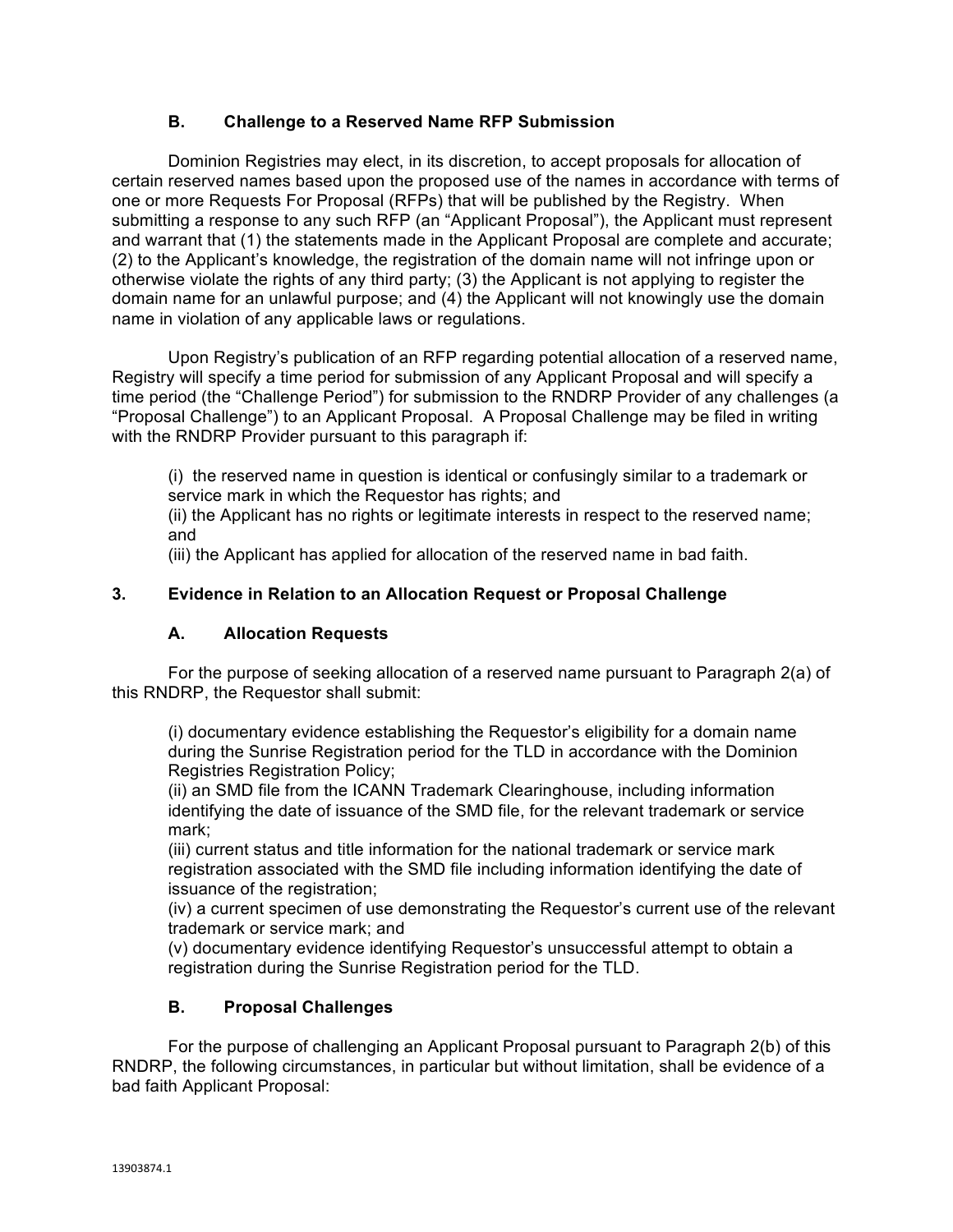### B. Challenge to a Reserved Name RFP Submission

Dominion Registries may elect, in its discretion, to accept proposals for allocation of certain reserved names based upon the proposed use of the names in accordance with terms of one or more Requests For Proposal (RFPs) that will be published by the Registry. When submitting a response to any such RFP (an "Applicant Proposal"), the Applicant must represent and warrant that (1) the statements made in the Applicant Proposal are complete and accurate; (2) to the Applicant's knowledge, the registration of the domain name will not infringe upon or otherwise violate the rights of any third party; (3) the Applicant is not applying to register the domain name for an unlawful purpose; and (4) the Applicant will not knowingly use the domain name in violation of any applicable laws or regulations.

Upon Registry's publication of an RFP regarding potential allocation of a reserved name, Registry will specify a time period for submission of any Applicant Proposal and will specify a time period (the "Challenge Period") for submission to the RNDRP Provider of any challenges (a "Proposal Challenge") to an Applicant Proposal. A Proposal Challenge may be filed in writing with the RNDRP Provider pursuant to this paragraph if:

(i) the reserved name in question is identical or confusingly similar to a trademark or service mark in which the Requestor has rights; and
(ii) the Applicant has no rights or legitimate interests in respect to the reserved name; and
(iii) the Applicant has applied for allocation of the reserved name in bad faith.

## 3. Evidence in Relation to an Allocation Request or Proposal Challenge

### A. Allocation Requests

For the purpose of seeking allocation of a reserved name pursuant to Paragraph 2(a) of this RNDRP, the Requestor shall submit:

(i) documentary evidence establishing the Requestor's eligibility for a domain name during the Sunrise Registration period for the TLD in accordance with the Dominion Registries Registration Policy;
(ii) an SMD file from the ICANN Trademark Clearinghouse, including information identifying the date of issuance of the SMD file, for the relevant trademark or service mark;
(iii) current status and title information for the national trademark or service mark registration associated with the SMD file including information identifying the date of issuance of the registration;
(iv) a current specimen of use demonstrating the Requestor's current use of the relevant trademark or service mark; and
(v) documentary evidence identifying Requestor's unsuccessful attempt to obtain a registration during the Sunrise Registration period for the TLD.

### B. Proposal Challenges

For the purpose of challenging an Applicant Proposal pursuant to Paragraph 2(b) of this RNDRP, the following circumstances, in particular but without limitation, shall be evidence of a bad faith Applicant Proposal: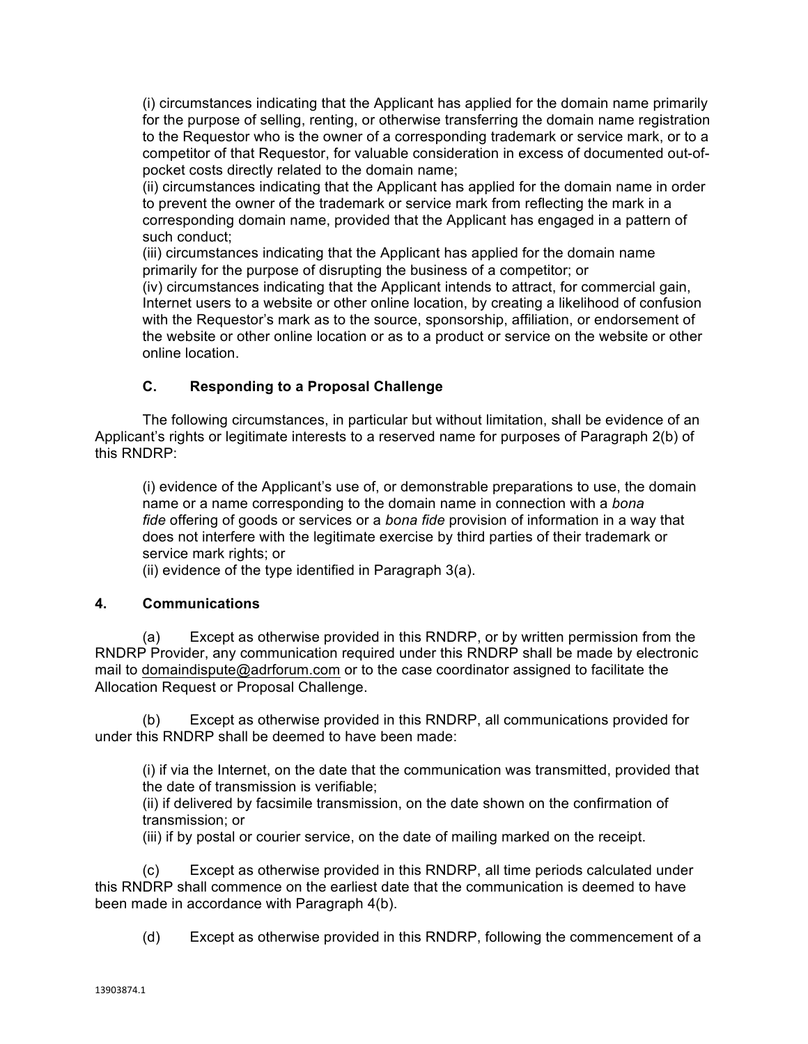(i) circumstances indicating that the Applicant has applied for the domain name primarily for the purpose of selling, renting, or otherwise transferring the domain name registration to the Requestor who is the owner of a corresponding trademark or service mark, or to a competitor of that Requestor, for valuable consideration in excess of documented out-of-pocket costs directly related to the domain name;
(ii) circumstances indicating that the Applicant has applied for the domain name in order to prevent the owner of the trademark or service mark from reflecting the mark in a corresponding domain name, provided that the Applicant has engaged in a pattern of such conduct;
(iii) circumstances indicating that the Applicant has applied for the domain name primarily for the purpose of disrupting the business of a competitor; or
(iv) circumstances indicating that the Applicant intends to attract, for commercial gain, Internet users to a website or other online location, by creating a likelihood of confusion with the Requestor's mark as to the source, sponsorship, affiliation, or endorsement of the website or other online location or as to a product or service on the website or other online location.

### C. Responding to a Proposal Challenge

The following circumstances, in particular but without limitation, shall be evidence of an Applicant's rights or legitimate interests to a reserved name for purposes of Paragraph 2(b) of this RNDRP:

(i) evidence of the Applicant's use of, or demonstrable preparations to use, the domain name or a name corresponding to the domain name in connection with a *bona fide* offering of goods or services or a *bona fide* provision of information in a way that does not interfere with the legitimate exercise by third parties of their trademark or service mark rights; or
(ii) evidence of the type identified in Paragraph 3(a).

## 4. Communications

(a) Except as otherwise provided in this RNDRP, or by written permission from the RNDRP Provider, any communication required under this RNDRP shall be made by electronic mail to domaindispute@adrforum.com or to the case coordinator assigned to facilitate the Allocation Request or Proposal Challenge.

(b) Except as otherwise provided in this RNDRP, all communications provided for under this RNDRP shall be deemed to have been made:

(i) if via the Internet, on the date that the communication was transmitted, provided that the date of transmission is verifiable;
(ii) if delivered by facsimile transmission, on the date shown on the confirmation of transmission; or
(iii) if by postal or courier service, on the date of mailing marked on the receipt.

(c) Except as otherwise provided in this RNDRP, all time periods calculated under this RNDRP shall commence on the earliest date that the communication is deemed to have been made in accordance with Paragraph 4(b).

(d) Except as otherwise provided in this RNDRP, following the commencement of a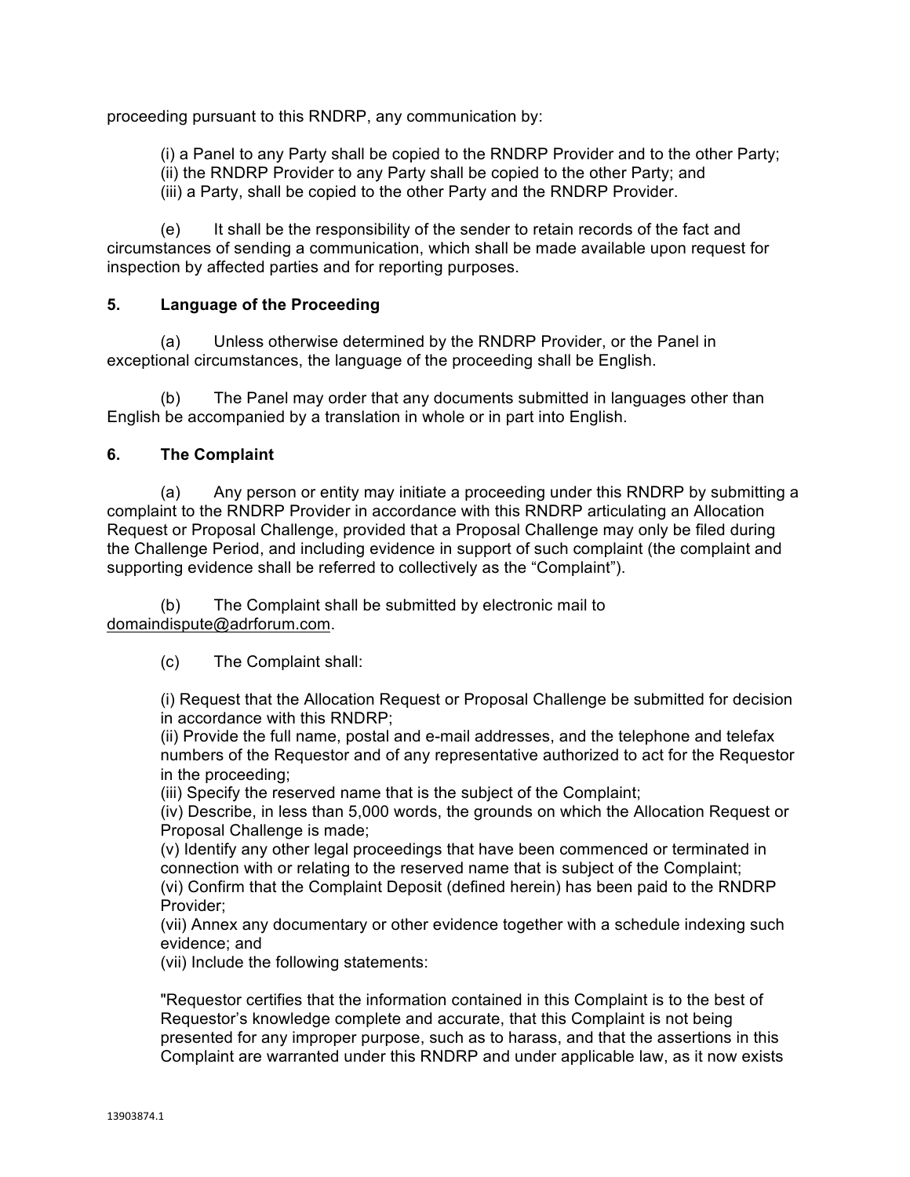proceeding pursuant to this RNDRP, any communication by:

(i) a Panel to any Party shall be copied to the RNDRP Provider and to the other Party;
(ii) the RNDRP Provider to any Party shall be copied to the other Party; and
(iii) a Party, shall be copied to the other Party and the RNDRP Provider.

(e) It shall be the responsibility of the sender to retain records of the fact and circumstances of sending a communication, which shall be made available upon request for inspection by affected parties and for reporting purposes.

## 5. Language of the Proceeding

(a) Unless otherwise determined by the RNDRP Provider, or the Panel in exceptional circumstances, the language of the proceeding shall be English.

(b) The Panel may order that any documents submitted in languages other than English be accompanied by a translation in whole or in part into English.

## 6. The Complaint

(a) Any person or entity may initiate a proceeding under this RNDRP by submitting a complaint to the RNDRP Provider in accordance with this RNDRP articulating an Allocation Request or Proposal Challenge, provided that a Proposal Challenge may only be filed during the Challenge Period, and including evidence in support of such complaint (the complaint and supporting evidence shall be referred to collectively as the "Complaint").

(b) The Complaint shall be submitted by electronic mail to domaindispute@adrforum.com.

(c) The Complaint shall:

(i) Request that the Allocation Request or Proposal Challenge be submitted for decision in accordance with this RNDRP;
(ii) Provide the full name, postal and e-mail addresses, and the telephone and telefax numbers of the Requestor and of any representative authorized to act for the Requestor in the proceeding;
(iii) Specify the reserved name that is the subject of the Complaint;
(iv) Describe, in less than 5,000 words, the grounds on which the Allocation Request or Proposal Challenge is made;
(v) Identify any other legal proceedings that have been commenced or terminated in connection with or relating to the reserved name that is subject of the Complaint;
(vi) Confirm that the Complaint Deposit (defined herein) has been paid to the RNDRP Provider;
(vii) Annex any documentary or other evidence together with a schedule indexing such evidence; and
(vii) Include the following statements:

"Requestor certifies that the information contained in this Complaint is to the best of Requestor's knowledge complete and accurate, that this Complaint is not being presented for any improper purpose, such as to harass, and that the assertions in this Complaint are warranted under this RNDRP and under applicable law, as it now exists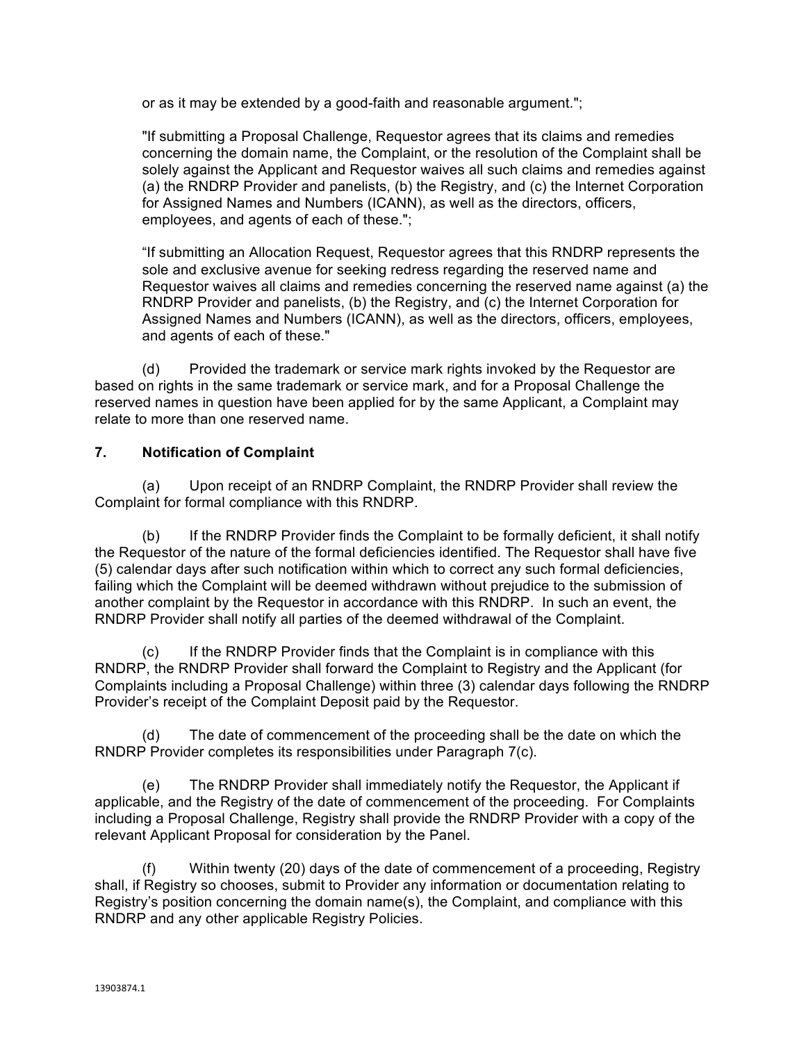or as it may be extended by a good-faith and reasonable argument.";

"If submitting a Proposal Challenge, Requestor agrees that its claims and remedies concerning the domain name, the Complaint, or the resolution of the Complaint shall be solely against the Applicant and Requestor waives all such claims and remedies against (a) the RNDRP Provider and panelists, (b) the Registry, and (c) the Internet Corporation for Assigned Names and Numbers (ICANN), as well as the directors, officers, employees, and agents of each of these.";

"If submitting an Allocation Request, Requestor agrees that this RNDRP represents the sole and exclusive avenue for seeking redress regarding the reserved name and Requestor waives all claims and remedies concerning the reserved name against (a) the RNDRP Provider and panelists, (b) the Registry, and (c) the Internet Corporation for Assigned Names and Numbers (ICANN), as well as the directors, officers, employees, and agents of each of these."

(d) Provided the trademark or service mark rights invoked by the Requestor are based on rights in the same trademark or service mark, and for a Proposal Challenge the reserved names in question have been applied for by the same Applicant, a Complaint may relate to more than one reserved name.

**7. Notification of Complaint**

(a) Upon receipt of an RNDRP Complaint, the RNDRP Provider shall review the Complaint for formal compliance with this RNDRP.

(b) If the RNDRP Provider finds the Complaint to be formally deficient, it shall notify the Requestor of the nature of the formal deficiencies identified. The Requestor shall have five (5) calendar days after such notification within which to correct any such formal deficiencies, failing which the Complaint will be deemed withdrawn without prejudice to the submission of another complaint by the Requestor in accordance with this RNDRP. In such an event, the RNDRP Provider shall notify all parties of the deemed withdrawal of the Complaint.

(c) If the RNDRP Provider finds that the Complaint is in compliance with this RNDRP, the RNDRP Provider shall forward the Complaint to Registry and the Applicant (for Complaints including a Proposal Challenge) within three (3) calendar days following the RNDRP Provider's receipt of the Complaint Deposit paid by the Requestor.

(d) The date of commencement of the proceeding shall be the date on which the RNDRP Provider completes its responsibilities under Paragraph 7(c).

(e) The RNDRP Provider shall immediately notify the Requestor, the Applicant if applicable, and the Registry of the date of commencement of the proceeding. For Complaints including a Proposal Challenge, Registry shall provide the RNDRP Provider with a copy of the relevant Applicant Proposal for consideration by the Panel.

(f) Within twenty (20) days of the date of commencement of a proceeding, Registry shall, if Registry so chooses, submit to Provider any information or documentation relating to Registry's position concerning the domain name(s), the Complaint, and compliance with this RNDRP and any other applicable Registry Policies.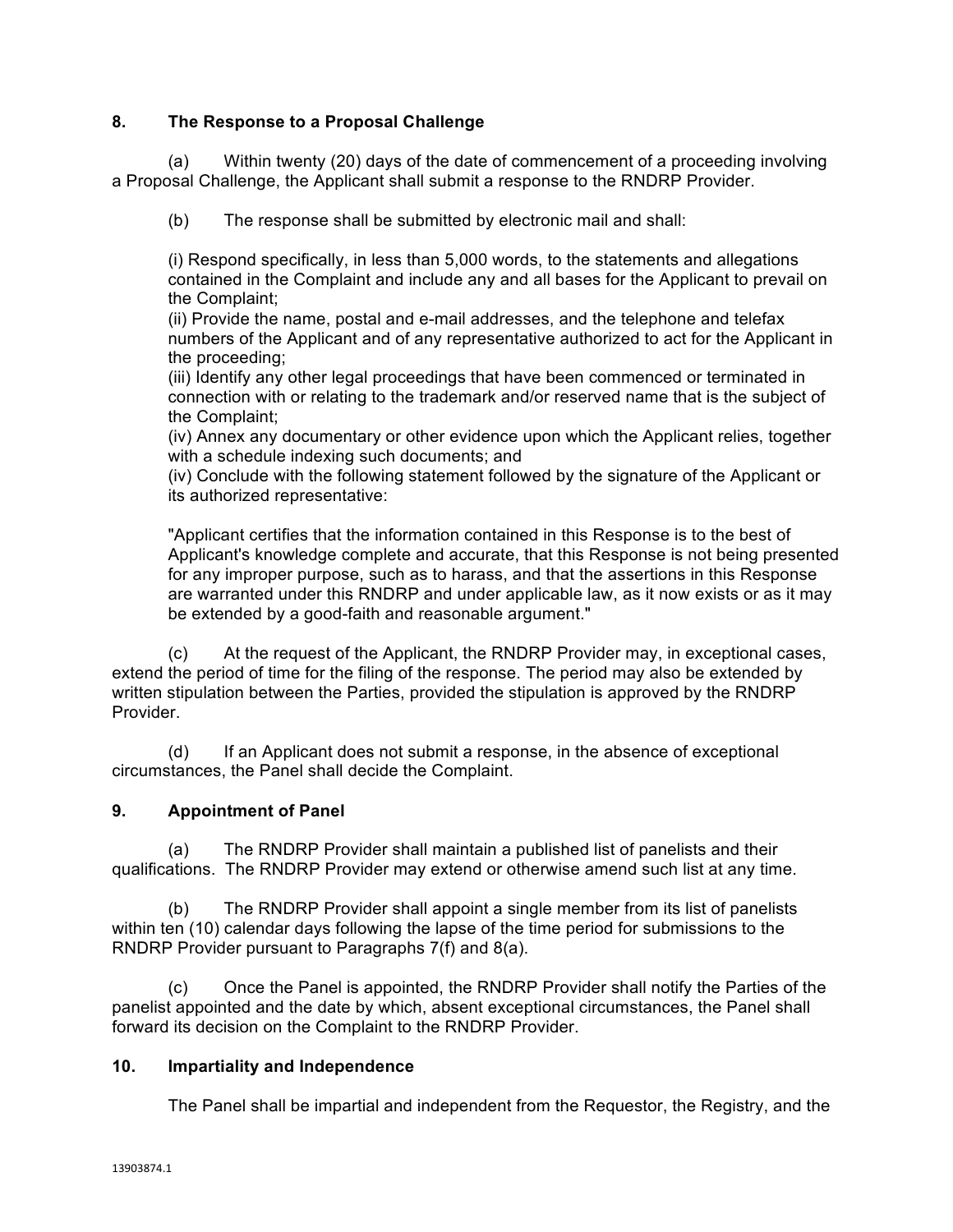## 8. The Response to a Proposal Challenge

(a) Within twenty (20) days of the date of commencement of a proceeding involving a Proposal Challenge, the Applicant shall submit a response to the RNDRP Provider.

(b) The response shall be submitted by electronic mail and shall:

(i) Respond specifically, in less than 5,000 words, to the statements and allegations contained in the Complaint and include any and all bases for the Applicant to prevail on the Complaint;
(ii) Provide the name, postal and e-mail addresses, and the telephone and telefax numbers of the Applicant and of any representative authorized to act for the Applicant in the proceeding;
(iii) Identify any other legal proceedings that have been commenced or terminated in connection with or relating to the trademark and/or reserved name that is the subject of the Complaint;
(iv) Annex any documentary or other evidence upon which the Applicant relies, together with a schedule indexing such documents; and
(iv) Conclude with the following statement followed by the signature of the Applicant or its authorized representative:

"Applicant certifies that the information contained in this Response is to the best of Applicant's knowledge complete and accurate, that this Response is not being presented for any improper purpose, such as to harass, and that the assertions in this Response are warranted under this RNDRP and under applicable law, as it now exists or as it may be extended by a good-faith and reasonable argument."

(c) At the request of the Applicant, the RNDRP Provider may, in exceptional cases, extend the period of time for the filing of the response. The period may also be extended by written stipulation between the Parties, provided the stipulation is approved by the RNDRP Provider.

(d) If an Applicant does not submit a response, in the absence of exceptional circumstances, the Panel shall decide the Complaint.

## 9. Appointment of Panel

(a) The RNDRP Provider shall maintain a published list of panelists and their qualifications. The RNDRP Provider may extend or otherwise amend such list at any time.

(b) The RNDRP Provider shall appoint a single member from its list of panelists within ten (10) calendar days following the lapse of the time period for submissions to the RNDRP Provider pursuant to Paragraphs 7(f) and 8(a).

(c) Once the Panel is appointed, the RNDRP Provider shall notify the Parties of the panelist appointed and the date by which, absent exceptional circumstances, the Panel shall forward its decision on the Complaint to the RNDRP Provider.

## 10. Impartiality and Independence

The Panel shall be impartial and independent from the Requestor, the Registry, and the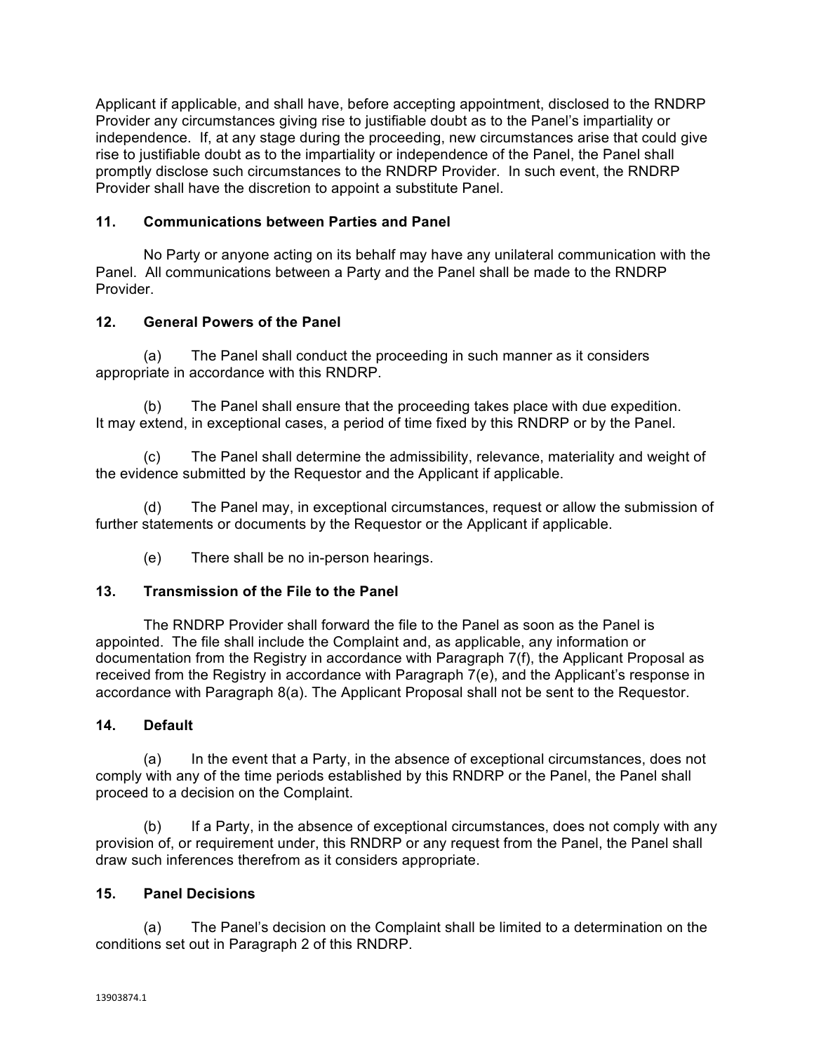Applicant if applicable, and shall have, before accepting appointment, disclosed to the RNDRP Provider any circumstances giving rise to justifiable doubt as to the Panel's impartiality or independence. If, at any stage during the proceeding, new circumstances arise that could give rise to justifiable doubt as to the impartiality or independence of the Panel, the Panel shall promptly disclose such circumstances to the RNDRP Provider. In such event, the RNDRP Provider shall have the discretion to appoint a substitute Panel.

### 11. Communications between Parties and Panel

No Party or anyone acting on its behalf may have any unilateral communication with the Panel. All communications between a Party and the Panel shall be made to the RNDRP Provider.

### 12. General Powers of the Panel

(a) The Panel shall conduct the proceeding in such manner as it considers appropriate in accordance with this RNDRP.

(b) The Panel shall ensure that the proceeding takes place with due expedition. It may extend, in exceptional cases, a period of time fixed by this RNDRP or by the Panel.

(c) The Panel shall determine the admissibility, relevance, materiality and weight of the evidence submitted by the Requestor and the Applicant if applicable.

(d) The Panel may, in exceptional circumstances, request or allow the submission of further statements or documents by the Requestor or the Applicant if applicable.

(e) There shall be no in-person hearings.

### 13. Transmission of the File to the Panel

The RNDRP Provider shall forward the file to the Panel as soon as the Panel is appointed. The file shall include the Complaint and, as applicable, any information or documentation from the Registry in accordance with Paragraph 7(f), the Applicant Proposal as received from the Registry in accordance with Paragraph 7(e), and the Applicant's response in accordance with Paragraph 8(a). The Applicant Proposal shall not be sent to the Requestor.

### 14. Default

(a) In the event that a Party, in the absence of exceptional circumstances, does not comply with any of the time periods established by this RNDRP or the Panel, the Panel shall proceed to a decision on the Complaint.

(b) If a Party, in the absence of exceptional circumstances, does not comply with any provision of, or requirement under, this RNDRP or any request from the Panel, the Panel shall draw such inferences therefrom as it considers appropriate.

### 15. Panel Decisions

(a) The Panel's decision on the Complaint shall be limited to a determination on the conditions set out in Paragraph 2 of this RNDRP.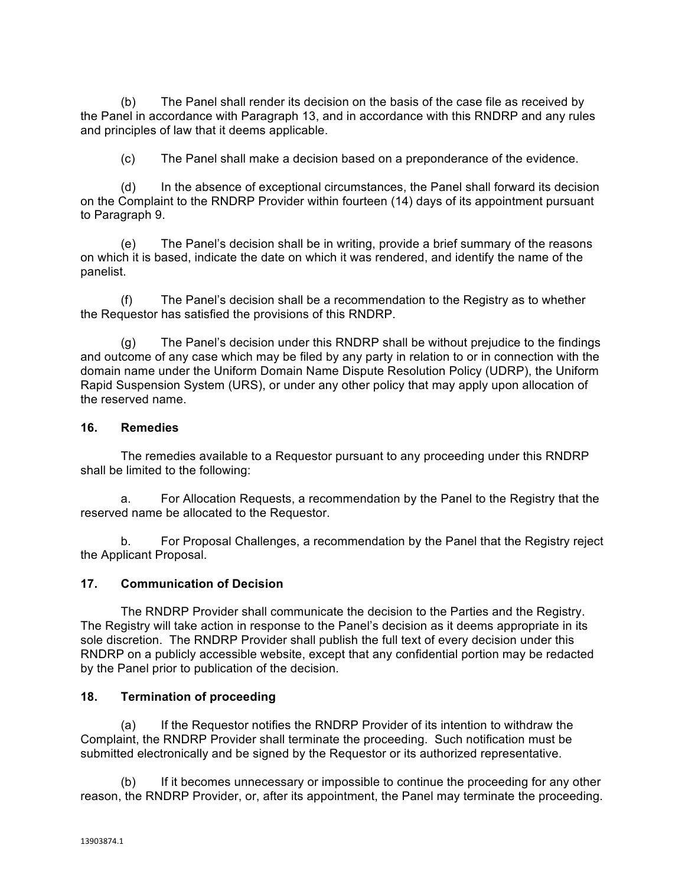(b) The Panel shall render its decision on the basis of the case file as received by the Panel in accordance with Paragraph 13, and in accordance with this RNDRP and any rules and principles of law that it deems applicable.

(c) The Panel shall make a decision based on a preponderance of the evidence.

(d) In the absence of exceptional circumstances, the Panel shall forward its decision on the Complaint to the RNDRP Provider within fourteen (14) days of its appointment pursuant to Paragraph 9.

(e) The Panel's decision shall be in writing, provide a brief summary of the reasons on which it is based, indicate the date on which it was rendered, and identify the name of the panelist.

(f) The Panel's decision shall be a recommendation to the Registry as to whether the Requestor has satisfied the provisions of this RNDRP.

(g) The Panel's decision under this RNDRP shall be without prejudice to the findings and outcome of any case which may be filed by any party in relation to or in connection with the domain name under the Uniform Domain Name Dispute Resolution Policy (UDRP), the Uniform Rapid Suspension System (URS), or under any other policy that may apply upon allocation of the reserved name.

**16. Remedies**

The remedies available to a Requestor pursuant to any proceeding under this RNDRP shall be limited to the following:

a. For Allocation Requests, a recommendation by the Panel to the Registry that the reserved name be allocated to the Requestor.

b. For Proposal Challenges, a recommendation by the Panel that the Registry reject the Applicant Proposal.

**17. Communication of Decision**

The RNDRP Provider shall communicate the decision to the Parties and the Registry. The Registry will take action in response to the Panel's decision as it deems appropriate in its sole discretion. The RNDRP Provider shall publish the full text of every decision under this RNDRP on a publicly accessible website, except that any confidential portion may be redacted by the Panel prior to publication of the decision.

**18. Termination of proceeding**

(a) If the Requestor notifies the RNDRP Provider of its intention to withdraw the Complaint, the RNDRP Provider shall terminate the proceeding. Such notification must be submitted electronically and be signed by the Requestor or its authorized representative.

(b) If it becomes unnecessary or impossible to continue the proceeding for any other reason, the RNDRP Provider, or, after its appointment, the Panel may terminate the proceeding.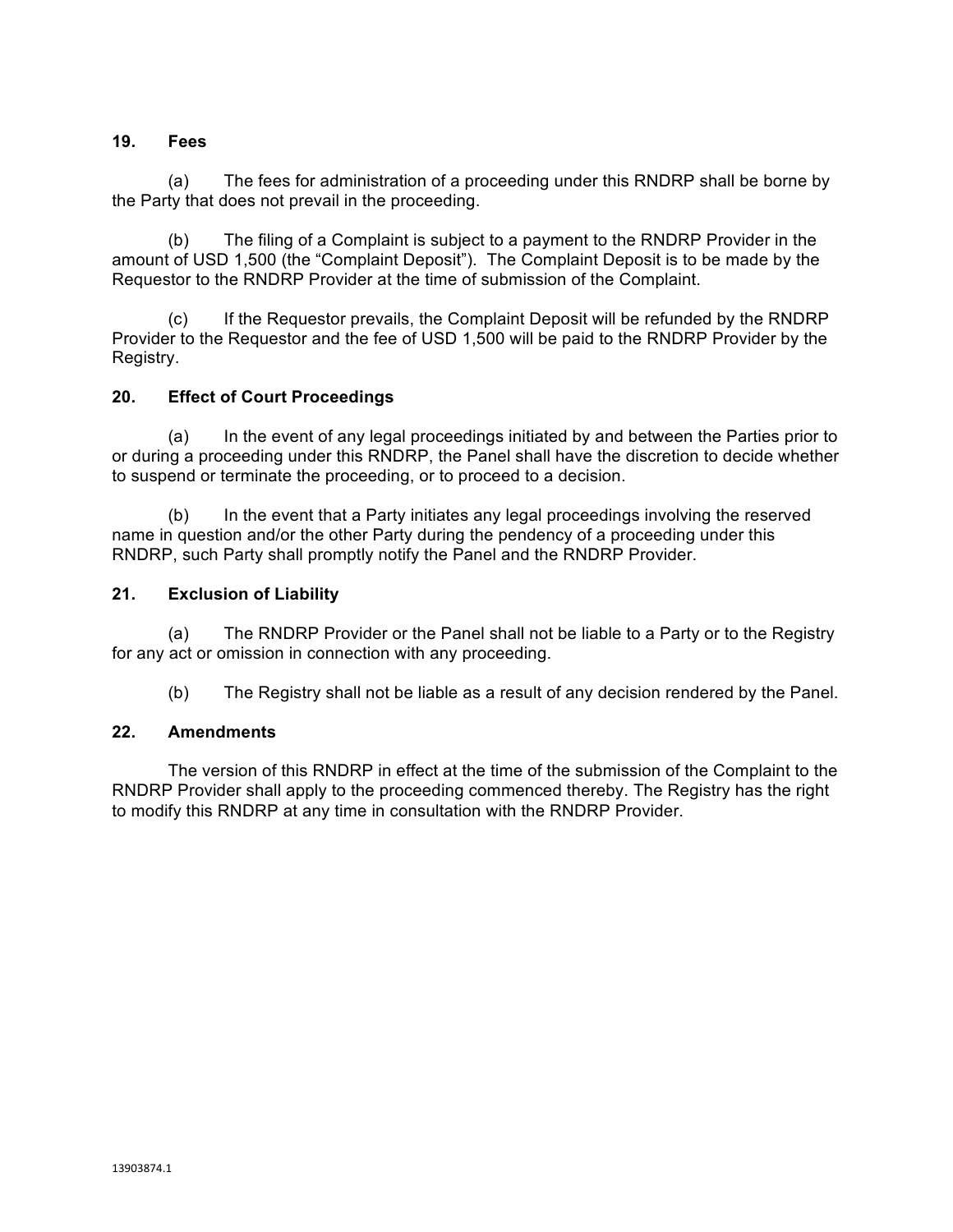## 19. Fees

(a) The fees for administration of a proceeding under this RNDRP shall be borne by the Party that does not prevail in the proceeding.

(b) The filing of a Complaint is subject to a payment to the RNDRP Provider in the amount of USD 1,500 (the "Complaint Deposit"). The Complaint Deposit is to be made by the Requestor to the RNDRP Provider at the time of submission of the Complaint.

(c) If the Requestor prevails, the Complaint Deposit will be refunded by the RNDRP Provider to the Requestor and the fee of USD 1,500 will be paid to the RNDRP Provider by the Registry.

## 20. Effect of Court Proceedings

(a) In the event of any legal proceedings initiated by and between the Parties prior to or during a proceeding under this RNDRP, the Panel shall have the discretion to decide whether to suspend or terminate the proceeding, or to proceed to a decision.

(b) In the event that a Party initiates any legal proceedings involving the reserved name in question and/or the other Party during the pendency of a proceeding under this RNDRP, such Party shall promptly notify the Panel and the RNDRP Provider.

## 21. Exclusion of Liability

(a) The RNDRP Provider or the Panel shall not be liable to a Party or to the Registry for any act or omission in connection with any proceeding.

(b) The Registry shall not be liable as a result of any decision rendered by the Panel.

## 22. Amendments

The version of this RNDRP in effect at the time of the submission of the Complaint to the RNDRP Provider shall apply to the proceeding commenced thereby. The Registry has the right to modify this RNDRP at any time in consultation with the RNDRP Provider.

13903874.1